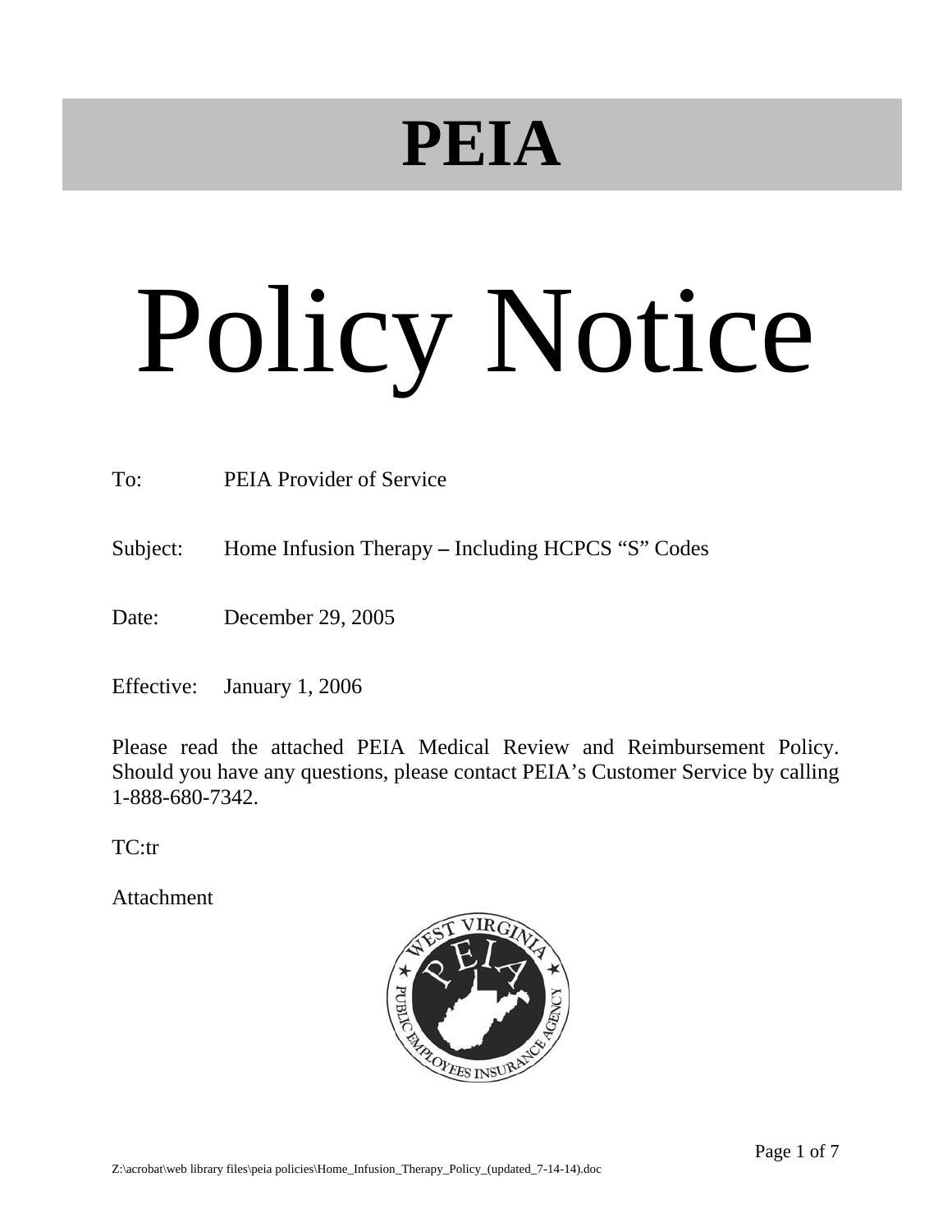# PEIA

# Policy Notice

To: PEIA Provider of Service

Subject: Home Infusion Therapy – Including HCPCS "S" Codes

Date: December 29, 2005

Effective: January 1, 2006

Please read the attached PEIA Medical Review and Reimbursement Policy. Should you have any questions, please contact PEIA's Customer Service by calling 1-888-680-7342.

TC:tr

Attachment

Z:\acrobat\web library files\peia policies\Home_Infusion_Therapy_Policy_(updated_7-14-14).doc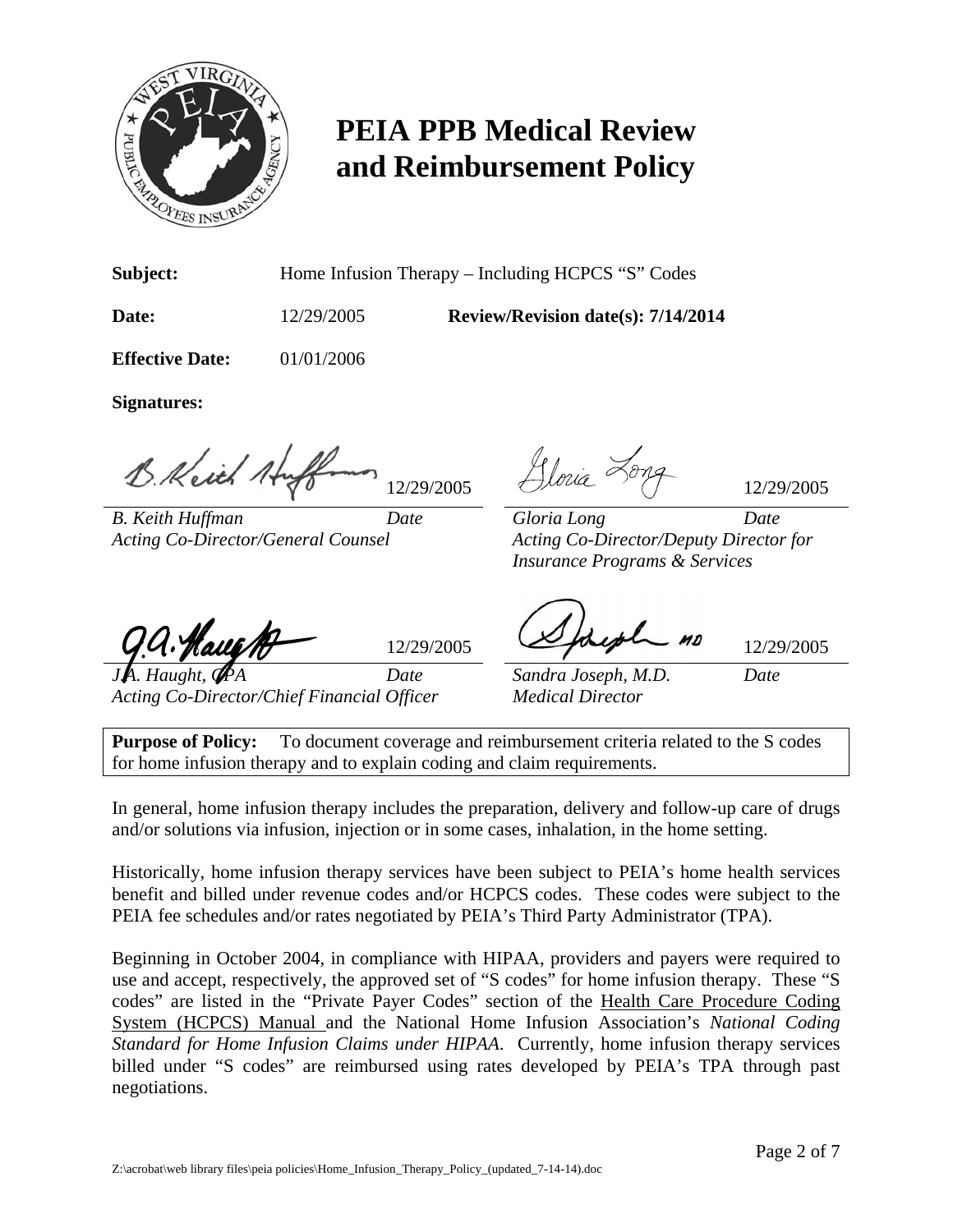# PEIA PPB Medical Review and Reimbursement Policy

**Subject:** Home Infusion Therapy – Including HCPCS "S" Codes

**Date:** 12/29/2005 **Review/Revision date(s): 7/14/2014**

**Effective Date:** 01/01/2006

**Signatures:**

| | | | |
|---|---|---|---|
| 12/29/2005 | | 12/29/2005 | |
| *B. Keith Huffman* | *Date* | *Gloria Long* | *Date* |
| *Acting Co-Director/General Counsel* | | *Acting Co-Director/Deputy Director for Insurance Programs & Services* | |
| 12/29/2005 | | 12/29/2005 | |
| *J.A. Haught, CPA* | *Date* | *Sandra Joseph, M.D.* | *Date* |
| *Acting Co-Director/Chief Financial Officer* | | *Medical Director* | |

**Purpose of Policy:** To document coverage and reimbursement criteria related to the S codes for home infusion therapy and to explain coding and claim requirements.

In general, home infusion therapy includes the preparation, delivery and follow-up care of drugs and/or solutions via infusion, injection or in some cases, inhalation, in the home setting.

Historically, home infusion therapy services have been subject to PEIA's home health services benefit and billed under revenue codes and/or HCPCS codes. These codes were subject to the PEIA fee schedules and/or rates negotiated by PEIA's Third Party Administrator (TPA).

Beginning in October 2004, in compliance with HIPAA, providers and payers were required to use and accept, respectively, the approved set of "S codes" for home infusion therapy. These "S codes" are listed in the "Private Payer Codes" section of the Health Care Procedure Coding System (HCPCS) Manual and the National Home Infusion Association's *National Coding Standard for Home Infusion Claims under HIPAA.* Currently, home infusion therapy services billed under "S codes" are reimbursed using rates developed by PEIA's TPA through past negotiations.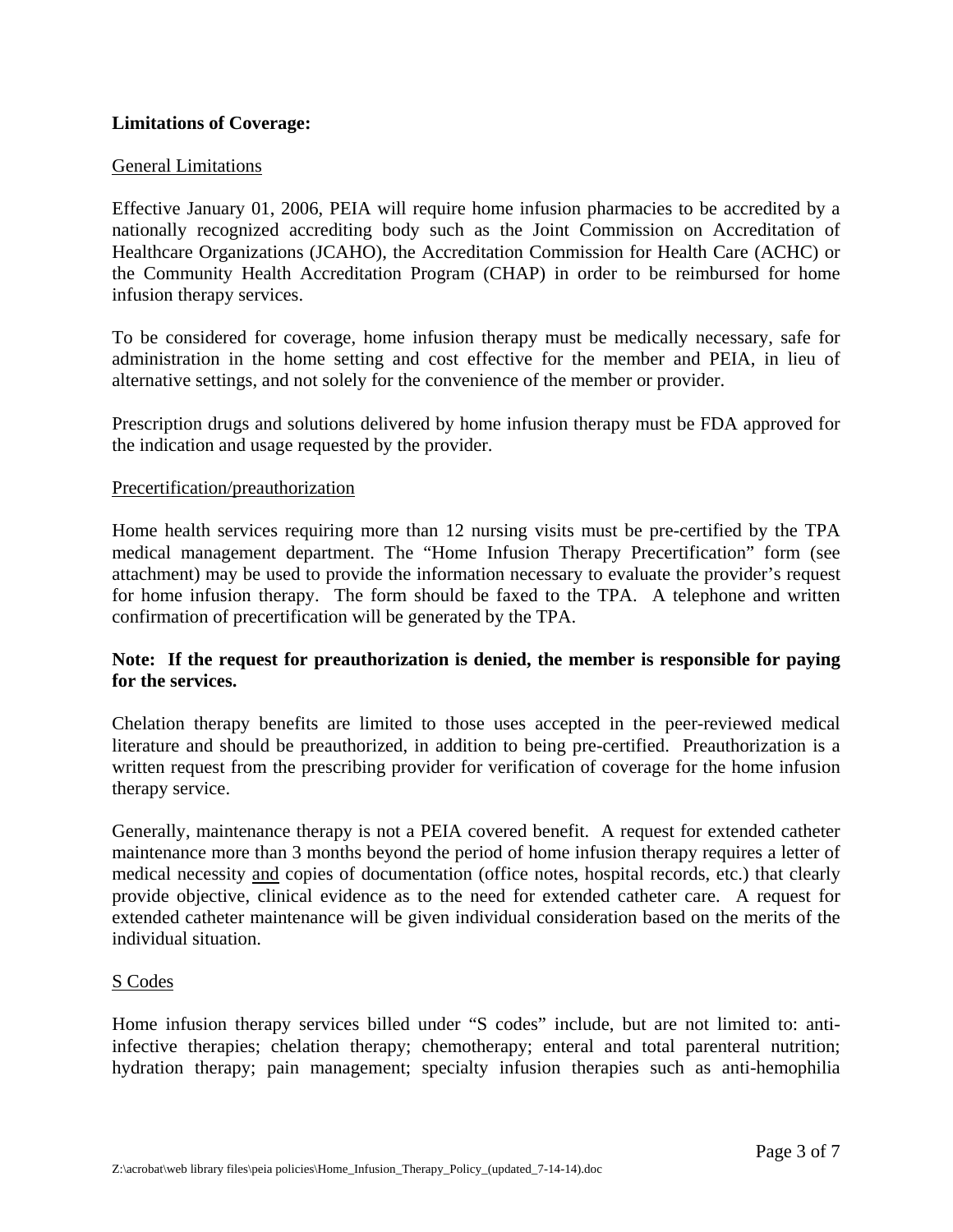**Limitations of Coverage:**

General Limitations

Effective January 01, 2006, PEIA will require home infusion pharmacies to be accredited by a nationally recognized accrediting body such as the Joint Commission on Accreditation of Healthcare Organizations (JCAHO), the Accreditation Commission for Health Care (ACHC) or the Community Health Accreditation Program (CHAP) in order to be reimbursed for home infusion therapy services.

To be considered for coverage, home infusion therapy must be medically necessary, safe for administration in the home setting and cost effective for the member and PEIA, in lieu of alternative settings, and not solely for the convenience of the member or provider.

Prescription drugs and solutions delivered by home infusion therapy must be FDA approved for the indication and usage requested by the provider.

Precertification/preauthorization

Home health services requiring more than 12 nursing visits must be pre-certified by the TPA medical management department. The "Home Infusion Therapy Precertification" form (see attachment) may be used to provide the information necessary to evaluate the provider's request for home infusion therapy. The form should be faxed to the TPA. A telephone and written confirmation of precertification will be generated by the TPA.

**Note: If the request for preauthorization is denied, the member is responsible for paying for the services.**

Chelation therapy benefits are limited to those uses accepted in the peer-reviewed medical literature and should be preauthorized, in addition to being pre-certified. Preauthorization is a written request from the prescribing provider for verification of coverage for the home infusion therapy service.

Generally, maintenance therapy is not a PEIA covered benefit. A request for extended catheter maintenance more than 3 months beyond the period of home infusion therapy requires a letter of medical necessity and copies of documentation (office notes, hospital records, etc.) that clearly provide objective, clinical evidence as to the need for extended catheter care. A request for extended catheter maintenance will be given individual consideration based on the merits of the individual situation.

S Codes

Home infusion therapy services billed under "S codes" include, but are not limited to: anti-infective therapies; chelation therapy; chemotherapy; enteral and total parenteral nutrition; hydration therapy; pain management; specialty infusion therapies such as anti-hemophilia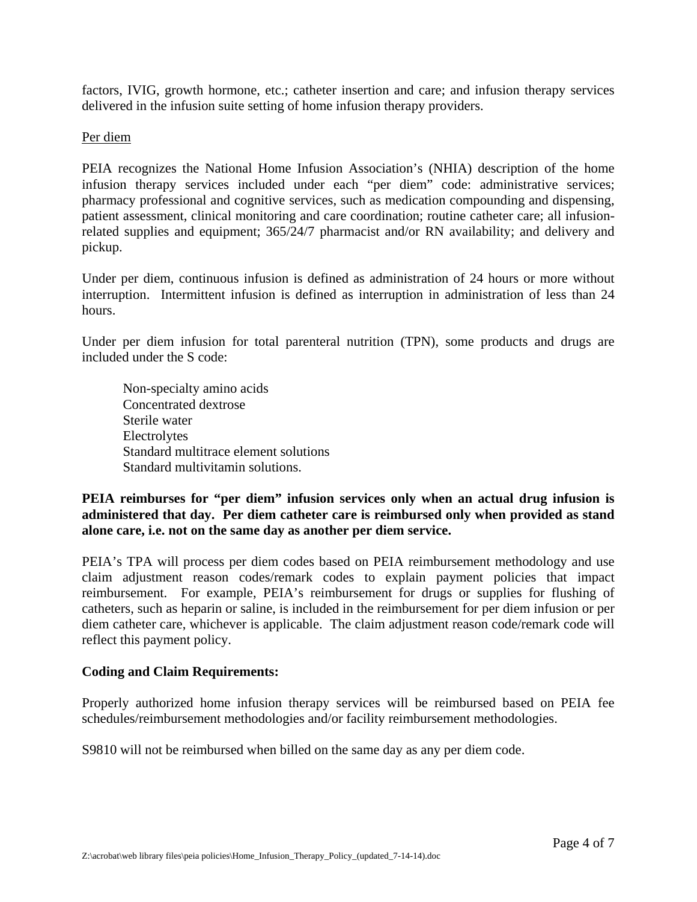factors, IVIG, growth hormone, etc.; catheter insertion and care; and infusion therapy services delivered in the infusion suite setting of home infusion therapy providers.

Per diem

PEIA recognizes the National Home Infusion Association's (NHIA) description of the home infusion therapy services included under each "per diem" code: administrative services; pharmacy professional and cognitive services, such as medication compounding and dispensing, patient assessment, clinical monitoring and care coordination; routine catheter care; all infusion-related supplies and equipment; 365/24/7 pharmacist and/or RN availability; and delivery and pickup.

Under per diem, continuous infusion is defined as administration of 24 hours or more without interruption. Intermittent infusion is defined as interruption in administration of less than 24 hours.

Under per diem infusion for total parenteral nutrition (TPN), some products and drugs are included under the S code:

Non-specialty amino acids
Concentrated dextrose
Sterile water
Electrolytes
Standard multitrace element solutions
Standard multivitamin solutions.

**PEIA reimburses for "per diem" infusion services only when an actual drug infusion is administered that day. Per diem catheter care is reimbursed only when provided as stand alone care, i.e. not on the same day as another per diem service.**

PEIA's TPA will process per diem codes based on PEIA reimbursement methodology and use claim adjustment reason codes/remark codes to explain payment policies that impact reimbursement. For example, PEIA's reimbursement for drugs or supplies for flushing of catheters, such as heparin or saline, is included in the reimbursement for per diem infusion or per diem catheter care, whichever is applicable. The claim adjustment reason code/remark code will reflect this payment policy.

**Coding and Claim Requirements:**

Properly authorized home infusion therapy services will be reimbursed based on PEIA fee schedules/reimbursement methodologies and/or facility reimbursement methodologies.

S9810 will not be reimbursed when billed on the same day as any per diem code.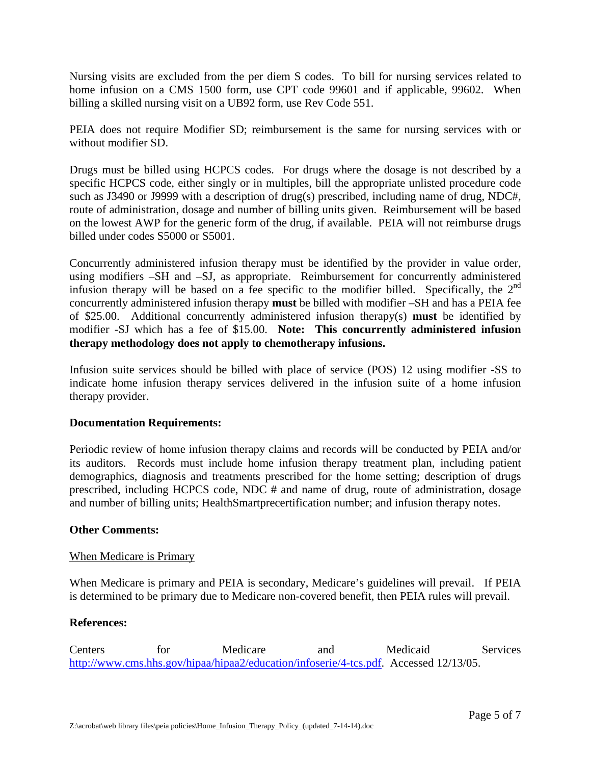Nursing visits are excluded from the per diem S codes. To bill for nursing services related to home infusion on a CMS 1500 form, use CPT code 99601 and if applicable, 99602. When billing a skilled nursing visit on a UB92 form, use Rev Code 551.

PEIA does not require Modifier SD; reimbursement is the same for nursing services with or without modifier SD.

Drugs must be billed using HCPCS codes. For drugs where the dosage is not described by a specific HCPCS code, either singly or in multiples, bill the appropriate unlisted procedure code such as J3490 or J9999 with a description of drug(s) prescribed, including name of drug, NDC#, route of administration, dosage and number of billing units given. Reimbursement will be based on the lowest AWP for the generic form of the drug, if available. PEIA will not reimburse drugs billed under codes S5000 or S5001.

Concurrently administered infusion therapy must be identified by the provider in value order, using modifiers –SH and –SJ, as appropriate. Reimbursement for concurrently administered infusion therapy will be based on a fee specific to the modifier billed. Specifically, the 2nd concurrently administered infusion therapy **must** be billed with modifier –SH and has a PEIA fee of $25.00. Additional concurrently administered infusion therapy(s) **must** be identified by modifier -SJ which has a fee of $15.00. **Note: This concurrently administered infusion therapy methodology does not apply to chemotherapy infusions.**

Infusion suite services should be billed with place of service (POS) 12 using modifier -SS to indicate home infusion therapy services delivered in the infusion suite of a home infusion therapy provider.

**Documentation Requirements:**

Periodic review of home infusion therapy claims and records will be conducted by PEIA and/or its auditors. Records must include home infusion therapy treatment plan, including patient demographics, diagnosis and treatments prescribed for the home setting; description of drugs prescribed, including HCPCS code, NDC # and name of drug, route of administration, dosage and number of billing units; HealthSmartprecertification number; and infusion therapy notes.

**Other Comments:**

<u>When Medicare is Primary</u>

When Medicare is primary and PEIA is secondary, Medicare's guidelines will prevail. If PEIA is determined to be primary due to Medicare non-covered benefit, then PEIA rules will prevail.

**References:**

Centers for Medicare and Medicaid Services http://www.cms.hhs.gov/hipaa/hipaa2/education/infoserie/4-tcs.pdf. Accessed 12/13/05.

Z:\acrobat\web library files\peia policies\Home_Infusion_Therapy_Policy_(updated_7-14-14).doc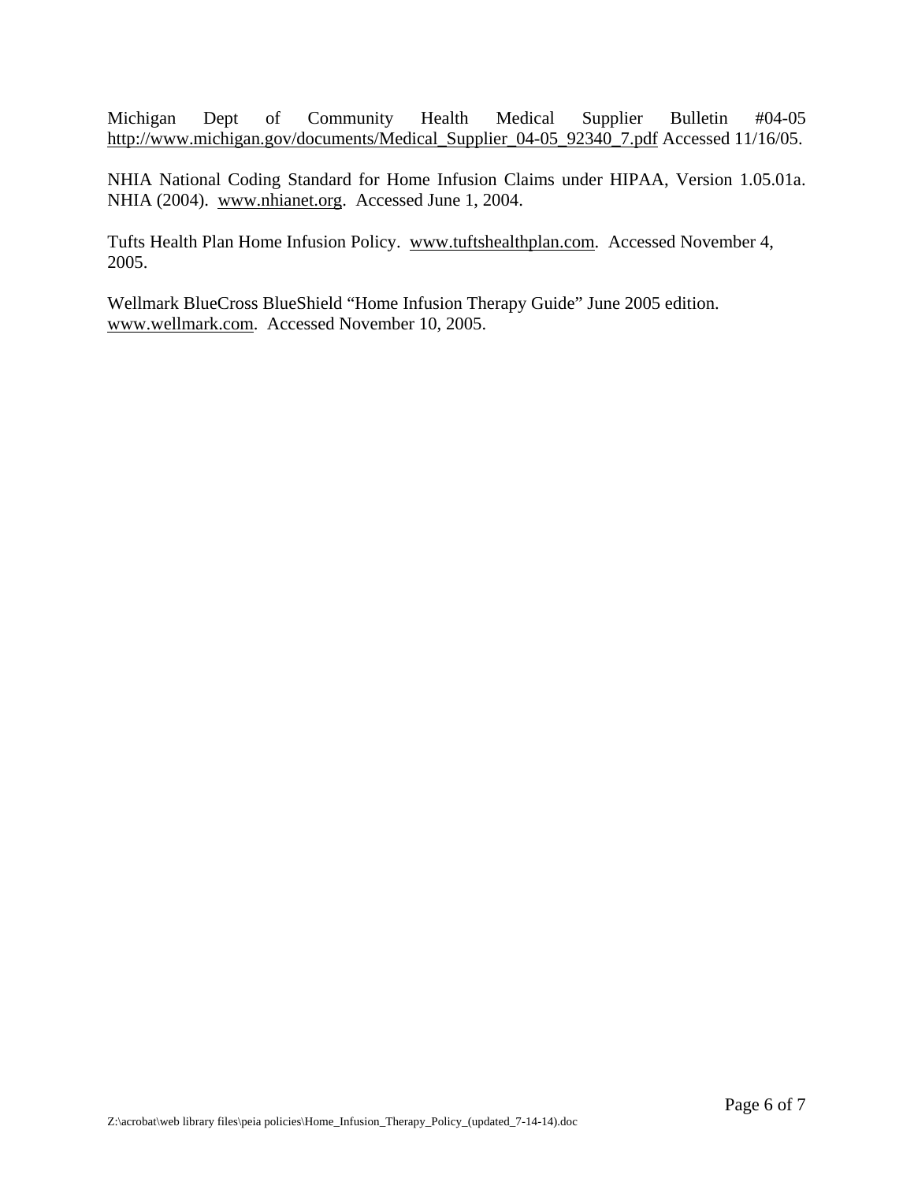Michigan Dept of Community Health Medical Supplier Bulletin #04-05 http://www.michigan.gov/documents/Medical_Supplier_04-05_92340_7.pdf Accessed 11/16/05.

NHIA National Coding Standard for Home Infusion Claims under HIPAA, Version 1.05.01a. NHIA (2004). www.nhianet.org. Accessed June 1, 2004.

Tufts Health Plan Home Infusion Policy. www.tuftshealthplan.com. Accessed November 4, 2005.

Wellmark BlueCross BlueShield "Home Infusion Therapy Guide" June 2005 edition. www.wellmark.com. Accessed November 10, 2005.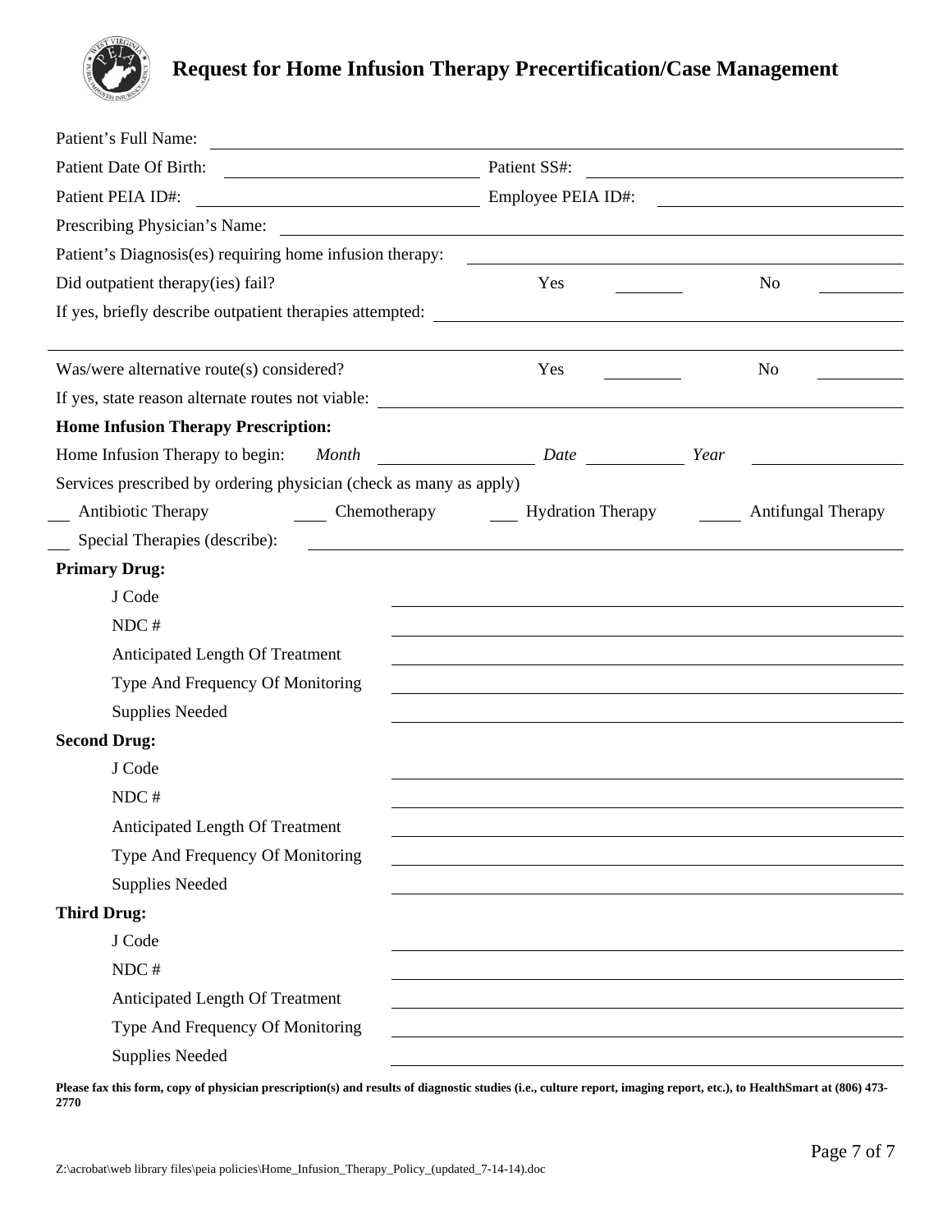# Request for Home Infusion Therapy Precertification/Case Management

Patient's Full Name: ______________________________

Patient Date Of Birth: ______________ Patient SS#: ______________

Patient PEIA ID#: ______________ Employee PEIA ID#: ______________

Prescribing Physician's Name: ______________________________

Patient's Diagnosis(es) requiring home infusion therapy: ______________________________

Did outpatient therapy(ies) fail? Yes ______ No ______

If yes, briefly describe outpatient therapies attempted: ______________________________

______________________________

Was/were alternative route(s) considered? Yes ______ No ______

If yes, state reason alternate routes not viable: ______________________________

**Home Infusion Therapy Prescription:**

Home Infusion Therapy to begin: *Month* ______________ *Date* ______________ *Year* ______________

Services prescribed by ordering physician (check as many as apply)

__ Antibiotic Therapy ____ Chemotherapy ___ Hydration Therapy _____ Antifungal Therapy

__ Special Therapies (describe): ______________________________

**Primary Drug:**

- J Code ______________________________
- NDC # ______________________________
- Anticipated Length Of Treatment ______________________________
- Type And Frequency Of Monitoring ______________________________
- Supplies Needed ______________________________

**Second Drug:**

- J Code ______________________________
- NDC # ______________________________
- Anticipated Length Of Treatment ______________________________
- Type And Frequency Of Monitoring ______________________________
- Supplies Needed ______________________________

**Third Drug:**

- J Code ______________________________
- NDC # ______________________________
- Anticipated Length Of Treatment ______________________________
- Type And Frequency Of Monitoring ______________________________
- Supplies Needed ______________________________

**Please fax this form, copy of physician prescription(s) and results of diagnostic studies (i.e., culture report, imaging report, etc.), to HealthSmart at (806) 473-2770**

Z:\acrobat\web library files\peia policies\Home_Infusion_Therapy_Policy_(updated_7-14-14).doc